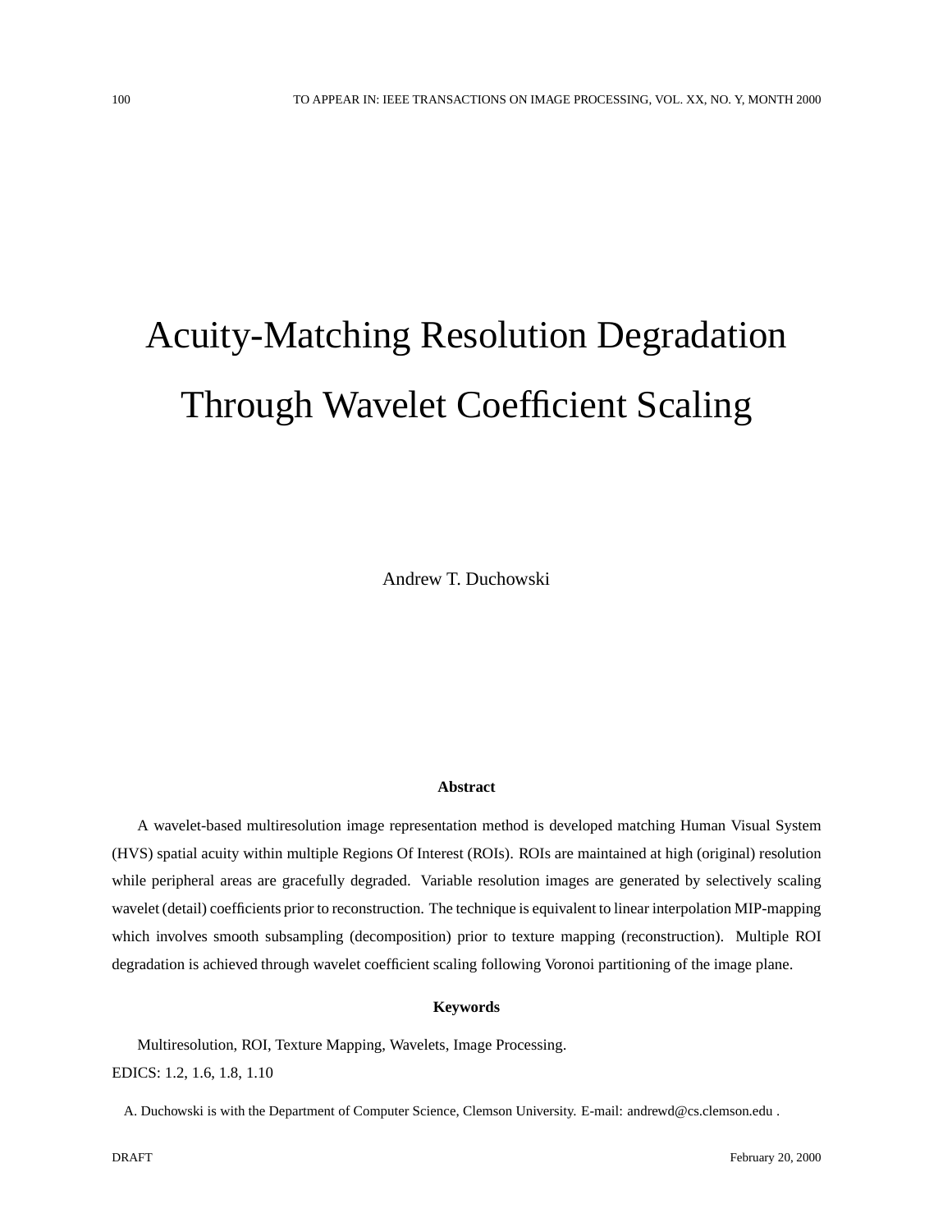# Acuity-Matching Resolution Degradation Through Wavelet Coefficient Scaling

Andrew T. Duchowski

## Abstract

A wavelet-based multiresolution image representation method is developed matching Human Visual System (HVS) spatial acuity within multiple Regions Of Interest (ROIs). ROIs are maintained at high (original) resolution while peripheral areas are gracefully degraded. Variable resolution images are generated by selectively scaling wavelet (detail) coefficients prior to reconstruction. The technique is equivalent to linear interpolation MIP-mapping which involves smooth subsampling (decomposition) prior to texture mapping (reconstruction). Multiple ROI degradation is achieved through wavelet coefficient scaling following Voronoi partitioning of the image plane.

## Keywords

Multiresolution, ROI, Texture Mapping, Wavelets, Image Processing.

EDICS: 1.2, 1.6, 1.8, 1.10

A. Duchowski is with the Department of Computer Science, Clemson University. E-mail: andrewd@cs.clemson.edu .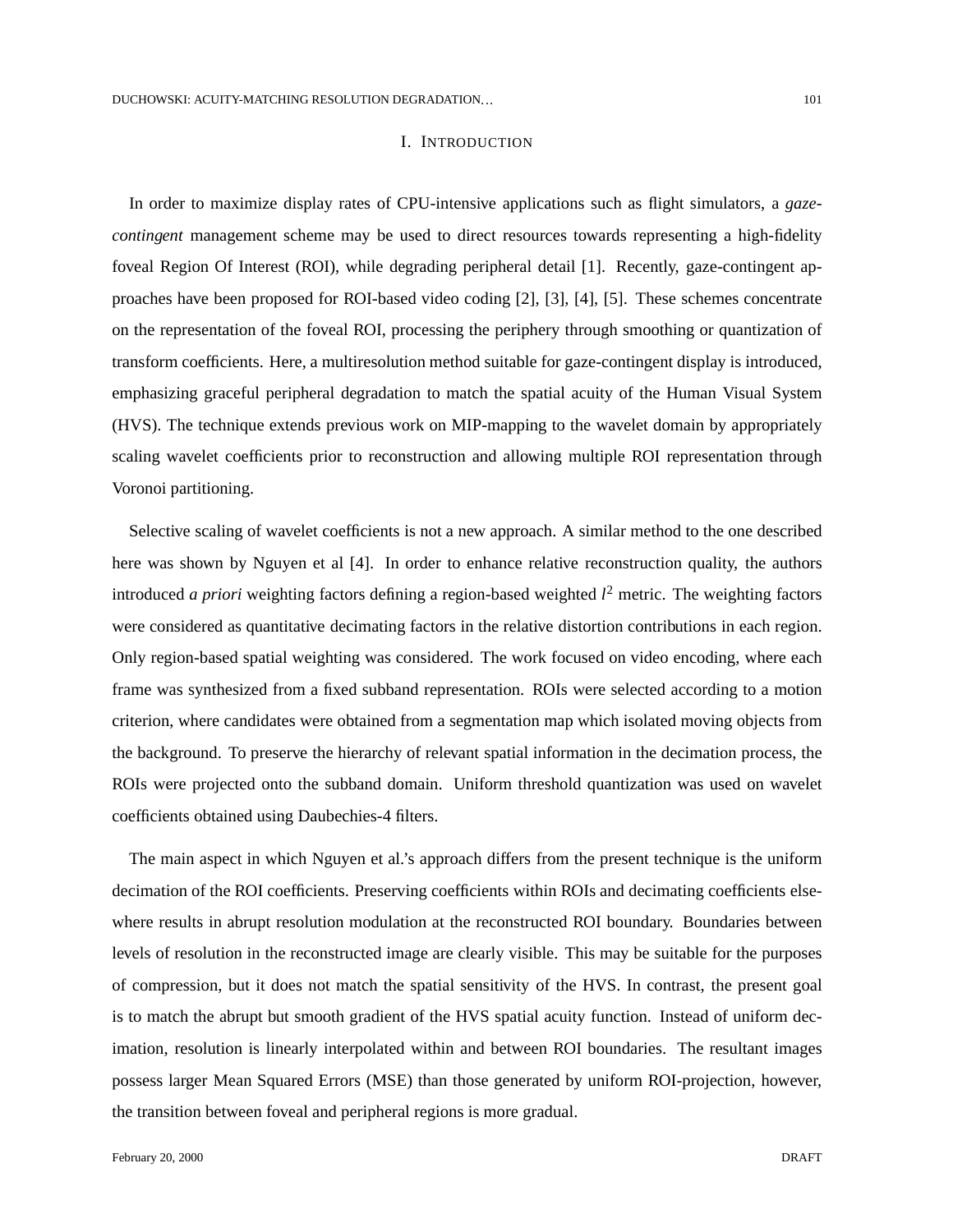# I. Introduction

In order to maximize display rates of CPU-intensive applications such as flight simulators, a *gaze-contingent* management scheme may be used to direct resources towards representing a high-fidelity foveal Region Of Interest (ROI), while degrading peripheral detail [1]. Recently, gaze-contingent approaches have been proposed for ROI-based video coding [2], [3], [4], [5]. These schemes concentrate on the representation of the foveal ROI, processing the periphery through smoothing or quantization of transform coefficients. Here, a multiresolution method suitable for gaze-contingent display is introduced, emphasizing graceful peripheral degradation to match the spatial acuity of the Human Visual System (HVS). The technique extends previous work on MIP-mapping to the wavelet domain by appropriately scaling wavelet coefficients prior to reconstruction and allowing multiple ROI representation through Voronoi partitioning.

Selective scaling of wavelet coefficients is not a new approach. A similar method to the one described here was shown by Nguyen et al [4]. In order to enhance relative reconstruction quality, the authors introduced *a priori* weighting factors defining a region-based weighted $l^2$ metric. The weighting factors were considered as quantitative decimating factors in the relative distortion contributions in each region. Only region-based spatial weighting was considered. The work focused on video encoding, where each frame was synthesized from a fixed subband representation. ROIs were selected according to a motion criterion, where candidates were obtained from a segmentation map which isolated moving objects from the background. To preserve the hierarchy of relevant spatial information in the decimation process, the ROIs were projected onto the subband domain. Uniform threshold quantization was used on wavelet coefficients obtained using Daubechies-4 filters.

The main aspect in which Nguyen et al.'s approach differs from the present technique is the uniform decimation of the ROI coefficients. Preserving coefficients within ROIs and decimating coefficients elsewhere results in abrupt resolution modulation at the reconstructed ROI boundary. Boundaries between levels of resolution in the reconstructed image are clearly visible. This may be suitable for the purposes of compression, but it does not match the spatial sensitivity of the HVS. In contrast, the present goal is to match the abrupt but smooth gradient of the HVS spatial acuity function. Instead of uniform decimation, resolution is linearly interpolated within and between ROI boundaries. The resultant images possess larger Mean Squared Errors (MSE) than those generated by uniform ROI-projection, however, the transition between foveal and peripheral regions is more gradual.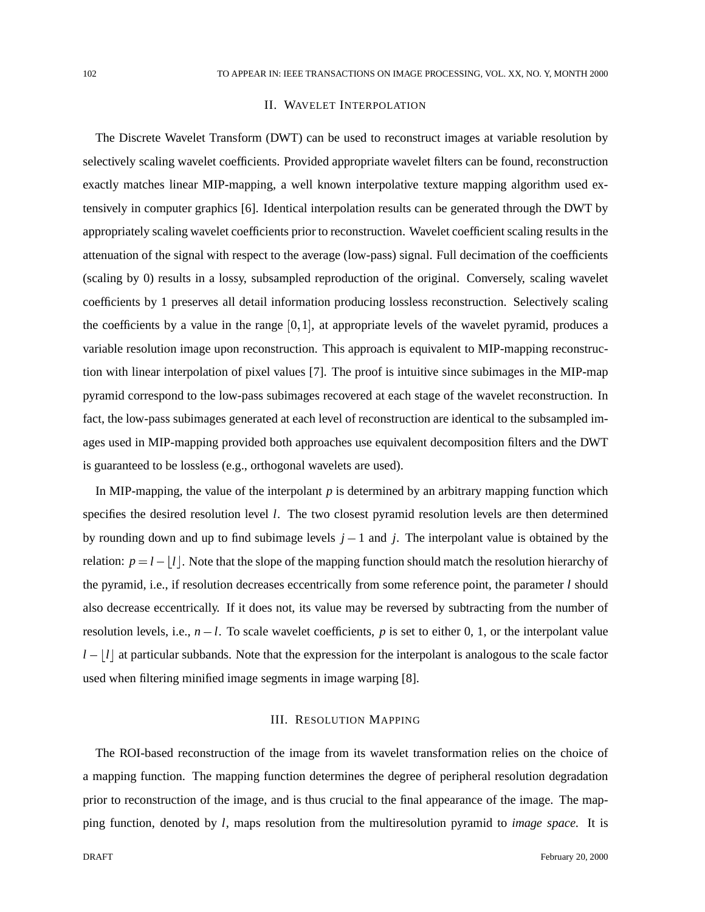## II. Wavelet Interpolation

The Discrete Wavelet Transform (DWT) can be used to reconstruct images at variable resolution by selectively scaling wavelet coefficients. Provided appropriate wavelet filters can be found, reconstruction exactly matches linear MIP-mapping, a well known interpolative texture mapping algorithm used extensively in computer graphics [6]. Identical interpolation results can be generated through the DWT by appropriately scaling wavelet coefficients prior to reconstruction. Wavelet coefficient scaling results in the attenuation of the signal with respect to the average (low-pass) signal. Full decimation of the coefficients (scaling by 0) results in a lossy, subsampled reproduction of the original. Conversely, scaling wavelet coefficients by 1 preserves all detail information producing lossless reconstruction. Selectively scaling the coefficients by a value in the range $[0,1]$, at appropriate levels of the wavelet pyramid, produces a variable resolution image upon reconstruction. This approach is equivalent to MIP-mapping reconstruction with linear interpolation of pixel values [7]. The proof is intuitive since subimages in the MIP-map pyramid correspond to the low-pass subimages recovered at each stage of the wavelet reconstruction. In fact, the low-pass subimages generated at each level of reconstruction are identical to the subsampled images used in MIP-mapping provided both approaches use equivalent decomposition filters and the DWT is guaranteed to be lossless (e.g., orthogonal wavelets are used).

In MIP-mapping, the value of the interpolant $p$ is determined by an arbitrary mapping function which specifies the desired resolution level $l$. The two closest pyramid resolution levels are then determined by rounding down and up to find subimage levels $j-1$ and $j$. The interpolant value is obtained by the relation: $p = l - \lfloor l \rfloor$. Note that the slope of the mapping function should match the resolution hierarchy of the pyramid, i.e., if resolution decreases eccentrically from some reference point, the parameter $l$ should also decrease eccentrically. If it does not, its value may be reversed by subtracting from the number of resolution levels, i.e., $n-l$. To scale wavelet coefficients, $p$ is set to either 0, 1, or the interpolant value $l - \lfloor l \rfloor$ at particular subbands. Note that the expression for the interpolant is analogous to the scale factor used when filtering minified image segments in image warping [8].

## III. Resolution Mapping

The ROI-based reconstruction of the image from its wavelet transformation relies on the choice of a mapping function. The mapping function determines the degree of peripheral resolution degradation prior to reconstruction of the image, and is thus crucial to the final appearance of the image. The mapping function, denoted by $l$, maps resolution from the multiresolution pyramid to *image space*. It is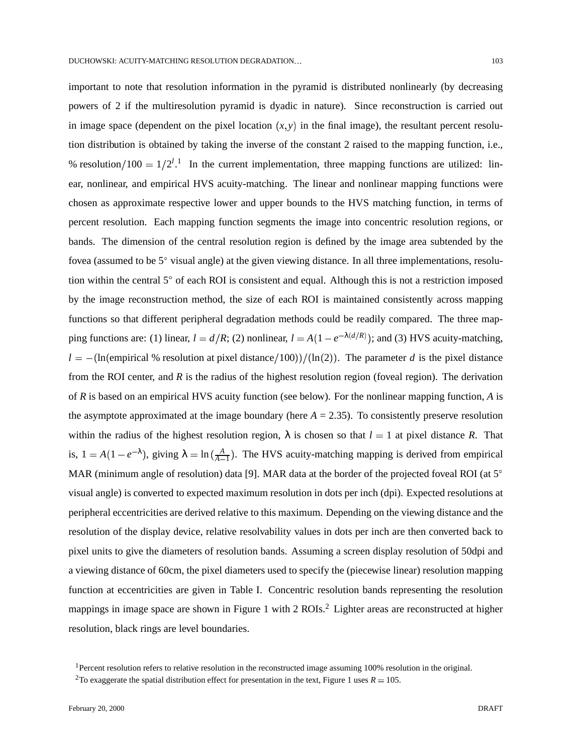important to note that resolution information in the pyramid is distributed nonlinearly (by decreasing powers of 2 if the multiresolution pyramid is dyadic in nature). Since reconstruction is carried out in image space (dependent on the pixel location $(x,y)$ in the final image), the resultant percent resolution distribution is obtained by taking the inverse of the constant 2 raised to the mapping function, i.e., $\%\,\text{resolution}/100 = 1/2^l$.[1] In the current implementation, three mapping functions are utilized: linear, nonlinear, and empirical HVS acuity-matching. The linear and nonlinear mapping functions were chosen as approximate respective lower and upper bounds to the HVS matching function, in terms of percent resolution. Each mapping function segments the image into concentric resolution regions, or bands. The dimension of the central resolution region is defined by the image area subtended by the fovea (assumed to be 5° visual angle) at the given viewing distance. In all three implementations, resolution within the central 5° of each ROI is consistent and equal. Although this is not a restriction imposed by the image reconstruction method, the size of each ROI is maintained consistently across mapping functions so that different peripheral degradation methods could be readily compared. The three mapping functions are: (1) linear, $l = d/R$; (2) nonlinear, $l = A(1 - e^{-\lambda(d/R)})$; and (3) HVS acuity-matching, $l = -(\ln(\text{empirical}\ \%\ \text{resolution at pixel distance}/100))/(\ln(2))$. The parameter $d$ is the pixel distance from the ROI center, and $R$ is the radius of the highest resolution region (foveal region). The derivation of $R$ is based on an empirical HVS acuity function (see below). For the nonlinear mapping function, $A$ is the asymptote approximated at the image boundary (here $A = 2.35$). To consistently preserve resolution within the radius of the highest resolution region, $\lambda$ is chosen so that $l = 1$ at pixel distance $R$. That is, $1 = A(1 - e^{-\lambda})$, giving $\lambda = \ln\left(\frac{A}{A-1}\right)$. The HVS acuity-matching mapping is derived from empirical MAR (minimum angle of resolution) data [9]. MAR data at the border of the projected foveal ROI (at 5° visual angle) is converted to expected maximum resolution in dots per inch (dpi). Expected resolutions at peripheral eccentricities are derived relative to this maximum. Depending on the viewing distance and the resolution of the display device, relative resolvability values in dots per inch are then converted back to pixel units to give the diameters of resolution bands. Assuming a screen display resolution of 50dpi and a viewing distance of 60cm, the pixel diameters used to specify the (piecewise linear) resolution mapping function at eccentricities are given in Table I. Concentric resolution bands representing the resolution mappings in image space are shown in Figure 1 with 2 ROIs.[2] Lighter areas are reconstructed at higher resolution, black rings are level boundaries.

[1] Percent resolution refers to relative resolution in the reconstructed image assuming 100% resolution in the original.

[2] To exaggerate the spatial distribution effect for presentation in the text, Figure 1 uses $R = 105$.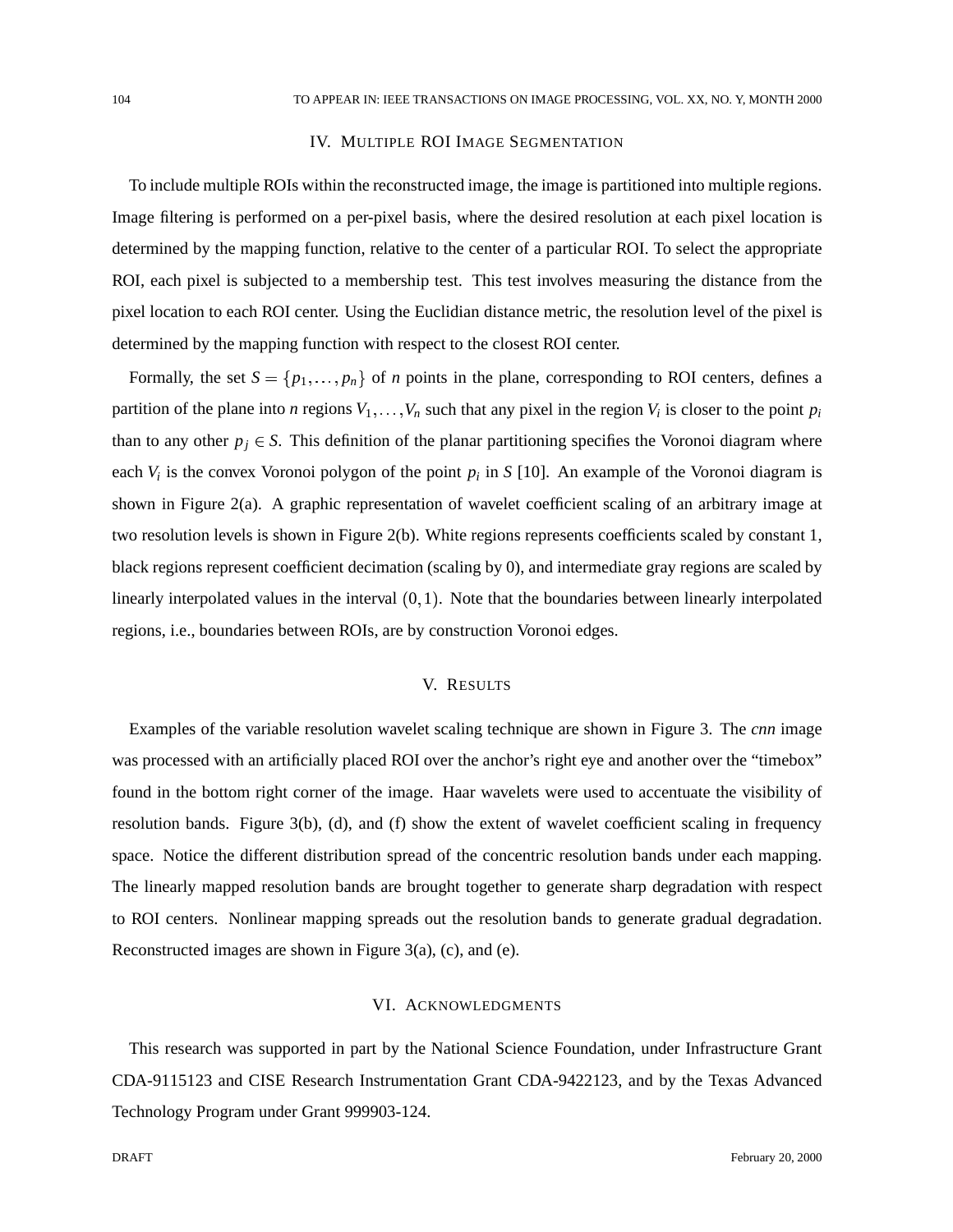## IV. Multiple ROI Image Segmentation

To include multiple ROIs within the reconstructed image, the image is partitioned into multiple regions. Image filtering is performed on a per-pixel basis, where the desired resolution at each pixel location is determined by the mapping function, relative to the center of a particular ROI. To select the appropriate ROI, each pixel is subjected to a membership test. This test involves measuring the distance from the pixel location to each ROI center. Using the Euclidian distance metric, the resolution level of the pixel is determined by the mapping function with respect to the closest ROI center.

Formally, the set $S = \{p_1, \ldots, p_n\}$ of $n$ points in the plane, corresponding to ROI centers, defines a partition of the plane into $n$ regions $V_1, \ldots, V_n$ such that any pixel in the region $V_i$ is closer to the point $p_i$ than to any other $p_j \in S$. This definition of the planar partitioning specifies the Voronoi diagram where each $V_i$ is the convex Voronoi polygon of the point $p_i$ in $S$ [10]. An example of the Voronoi diagram is shown in Figure 2(a). A graphic representation of wavelet coefficient scaling of an arbitrary image at two resolution levels is shown in Figure 2(b). White regions represents coefficients scaled by constant 1, black regions represent coefficient decimation (scaling by 0), and intermediate gray regions are scaled by linearly interpolated values in the interval $(0,1)$. Note that the boundaries between linearly interpolated regions, i.e., boundaries between ROIs, are by construction Voronoi edges.

## V. Results

Examples of the variable resolution wavelet scaling technique are shown in Figure 3. The *cnn* image was processed with an artificially placed ROI over the anchor's right eye and another over the "timebox" found in the bottom right corner of the image. Haar wavelets were used to accentuate the visibility of resolution bands. Figure 3(b), (d), and (f) show the extent of wavelet coefficient scaling in frequency space. Notice the different distribution spread of the concentric resolution bands under each mapping. The linearly mapped resolution bands are brought together to generate sharp degradation with respect to ROI centers. Nonlinear mapping spreads out the resolution bands to generate gradual degradation. Reconstructed images are shown in Figure 3(a), (c), and (e).

## VI. Acknowledgments

This research was supported in part by the National Science Foundation, under Infrastructure Grant CDA-9115123 and CISE Research Instrumentation Grant CDA-9422123, and by the Texas Advanced Technology Program under Grant 999903-124.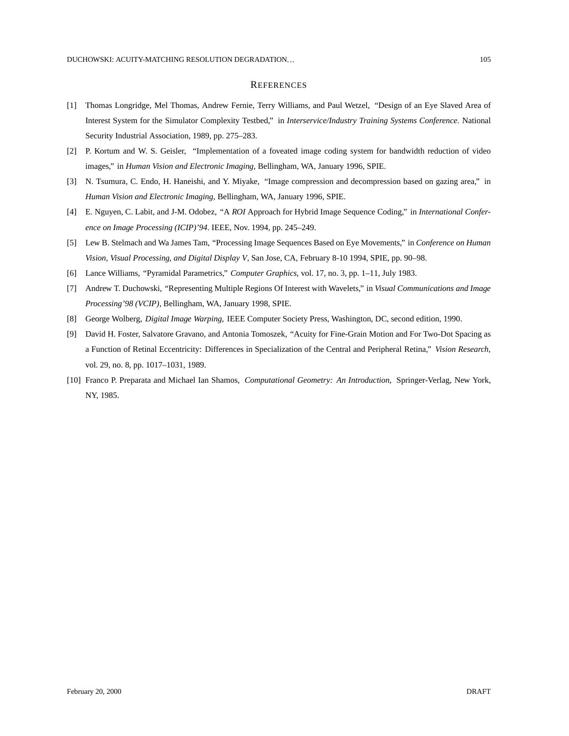## References

[1] Thomas Longridge, Mel Thomas, Andrew Fernie, Terry Williams, and Paul Wetzel, "Design of an Eye Slaved Area of Interest System for the Simulator Complexity Testbed," in *Interservice/Industry Training Systems Conference*. National Security Industrial Association, 1989, pp. 275–283.

[2] P. Kortum and W. S. Geisler, "Implementation of a foveated image coding system for bandwidth reduction of video images," in *Human Vision and Electronic Imaging*, Bellingham, WA, January 1996, SPIE.

[3] N. Tsumura, C. Endo, H. Haneishi, and Y. Miyake, "Image compression and decompression based on gazing area," in *Human Vision and Electronic Imaging*, Bellingham, WA, January 1996, SPIE.

[4] E. Nguyen, C. Labit, and J-M. Odobez, "A *ROI* Approach for Hybrid Image Sequence Coding," in *International Conference on Image Processing (ICIP)'94*. IEEE, Nov. 1994, pp. 245–249.

[5] Lew B. Stelmach and Wa James Tam, "Processing Image Sequences Based on Eye Movements," in *Conference on Human Vision, Visual Processing, and Digital Display V*, San Jose, CA, February 8-10 1994, SPIE, pp. 90–98.

[6] Lance Williams, "Pyramidal Parametrics," *Computer Graphics*, vol. 17, no. 3, pp. 1–11, July 1983.

[7] Andrew T. Duchowski, "Representing Multiple Regions Of Interest with Wavelets," in *Visual Communications and Image Processing'98 (VCIP)*, Bellingham, WA, January 1998, SPIE.

[8] George Wolberg, *Digital Image Warping*, IEEE Computer Society Press, Washington, DC, second edition, 1990.

[9] David H. Foster, Salvatore Gravano, and Antonia Tomoszek, "Acuity for Fine-Grain Motion and For Two-Dot Spacing as a Function of Retinal Eccentricity: Differences in Specialization of the Central and Peripheral Retina," *Vision Research*, vol. 29, no. 8, pp. 1017–1031, 1989.

[10] Franco P. Preparata and Michael Ian Shamos, *Computational Geometry: An Introduction*, Springer-Verlag, New York, NY, 1985.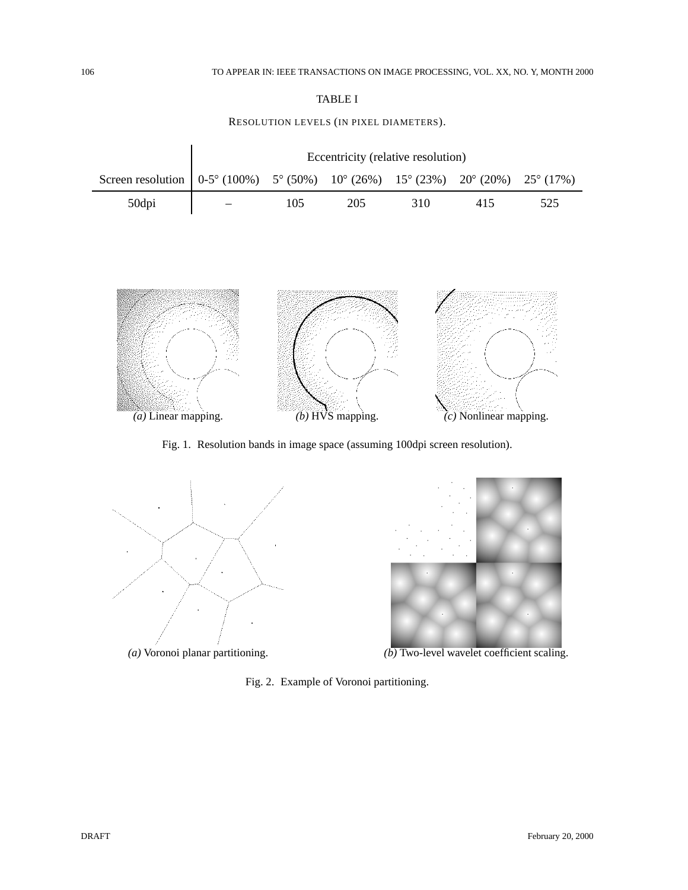TABLE I

RESOLUTION LEVELS (IN PIXEL DIAMETERS).

| | Eccentricity (relative resolution) | | | | | |
|---|---|---|---|---|---|---|
| Screen resolution | 0-5° (100%) | 5° (50%) | 10° (26%) | 15° (23%) | 20° (20%) | 25° (17%) |
| 50dpi | – | 105 | 205 | 310 | 415 | 525 |

*(a)* Linear mapping. *(b)* HVS mapping. *(c)* Nonlinear mapping.

Fig. 1. Resolution bands in image space (assuming 100dpi screen resolution).

*(a)* Voronoi planar partitioning. *(b)* Two-level wavelet coefficient scaling.

Fig. 2. Example of Voronoi partitioning.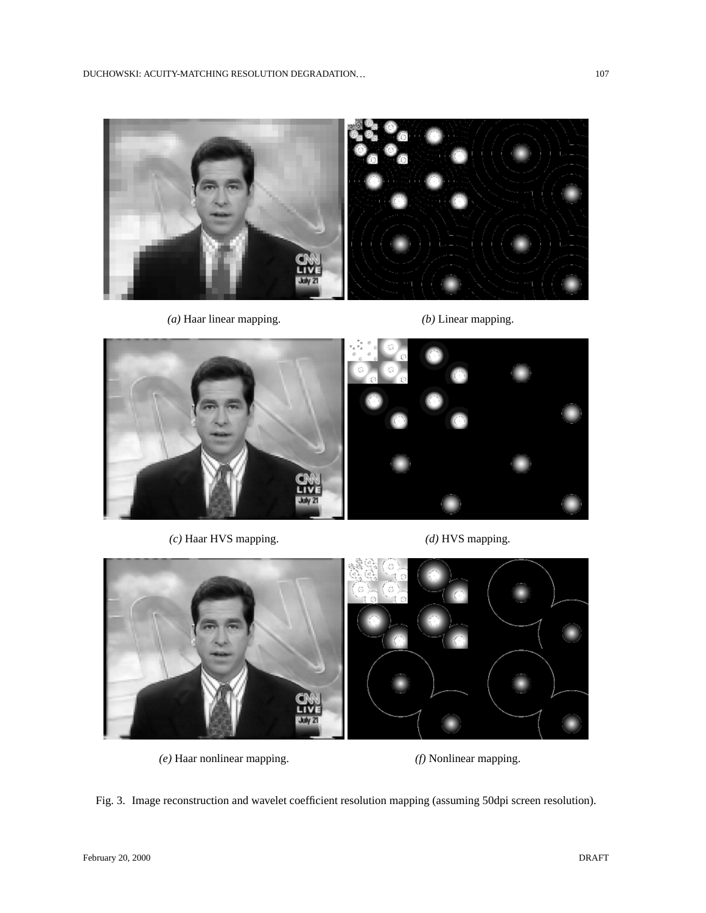*(a)* Haar linear mapping.

*(b)* Linear mapping.

*(c)* Haar HVS mapping.

*(d)* HVS mapping.

*(e)* Haar nonlinear mapping.

*(f)* Nonlinear mapping.

Fig. 3. Image reconstruction and wavelet coefficient resolution mapping (assuming 50dpi screen resolution).